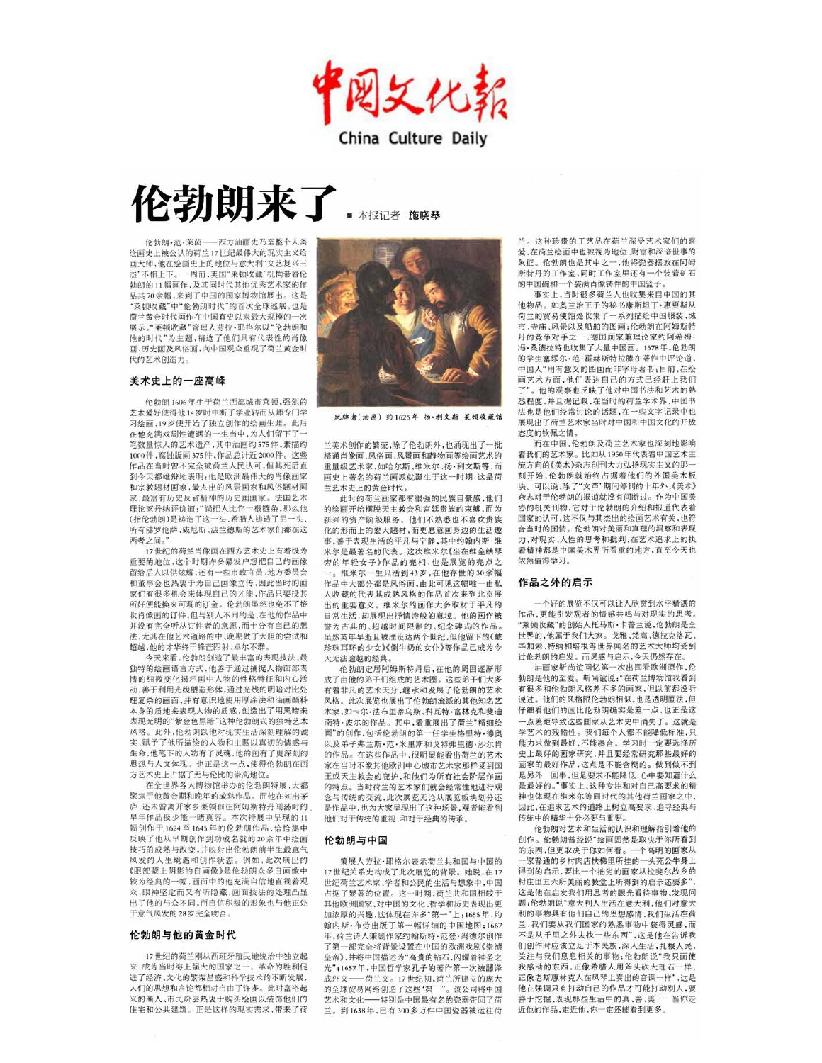# 中国文化报

China Culture Daily

# 伦勃朗来了

■ 本报记者 施晓琴

伦勃朗·范·莱茵——西方油画史乃至整个人类绘画史上被公认的荷兰17世纪最伟大的现实主义绘画大师，他在绘画史上的地位与意大利"文艺复兴三杰"不相上下。一周前，美国"莱顿收藏"机构带着伦勃朗的11幅画作，及其同时代其他优秀艺术家的作品共70余幅，来到了中国的国家博物馆展出。这是"莱顿收藏"中"伦勃朗时代"的首次全球巡展，也是荷兰黄金时代画作在中国有史以来最大规模的一次展示。"莱顿收藏"管理人劳拉·耶格尔以"伦勃朗和他的时代"为主题，精选了他们具有代表性的肖像画、历史画及风俗画，向中国观众重现了荷兰黄金时代的艺术创造力。

## 美术史上的一座高峰

伦勃朗1606年生于荷兰西部城市莱顿，强烈的艺术爱好使得他14岁时中断了学业转而从师专门学习绘画，19岁便开始了独立创作的绘画生涯。此后在他充满戏剧性遭遇的一生当中，为人们留下了一笔数量惊人的艺术遗产，其中油画约575件，素描约1000件，腐蚀版画375件，作品总计近2000件。这些作品在当时曾不完全被荷兰人民认可，但其死后直到今天都维持地表明：他是欧洲最伟大的肖像画家和宗教题材画家，最杰出的风景画家和风俗题材画家，最富有历史反省精神的历史画画家。法国艺术理论家丹纳评价道："倘把人比作一根链条，那么他（指伦勃朗）是铸造了这一头，希腊人铸造了另一头，所有佛罗伦萨、威尼斯、法兰德斯的艺术家们都在这两者之间。"

17世纪的荷兰肖像画在西方艺术史上有着极为重要的地位，这个时期许多暴发户想把自己的画像留给后人以供炫耀，还有一些市政官员、地方委员会和董事会也热衷于为自己画像立传，因此当时的画家们有很多机会来体现自己的才能，作品只要接其所好便能换来可观的订金。伦勃朗虽然也免不了接收肖像画的订件，但与别人不同的是，在他的作品中并没有完全听从订件者的意愿，而十分有自己的想法，尤其在他艺术道路的中、晚期做了大胆的尝试和超越，他的才华终于锋芒四射、卓尔不群。

今天来看，伦勃朗创造了最丰富的表现技法、最独特的绘画语言方式，他善于通过捕捉人物面部表情的细微变化揭示画中人物的性格特征和内心活动，善于利用光线塑造形体，通过光线的明暗对比处理复杂的画面，并有意识地使用厚涂法和油画颜料本身的质地来表现人物的质感，创造出了用黑暗来表现光明的"紫金色黑暗"这种伦勃朗式的独特艺术风格。此外，伦勃朗以他对现实生活深刻理解的诚实，赋予了他所描绘的人物和主题以真切的情感与生命，他笔下的人物有了灵魂，他的画有了更深刻的思想与人文体现。也正是这一点，使得伦勃朗在西方艺术史上占据了无与伦比的崇高地位。

在全世界各大博物馆举办的伦勃朗特展，大都聚焦于他黄金期和晚年的成熟作品。而他在初出茅庐，还未曾离开家乡莱顿前往阿姆斯特丹闯荡时的早年作品极少能一睹真容。本次特展中呈现的11幅创作于1624至1645年的伦勃朗作品，恰恰集中反映了他从早期创作到功成名就的20余年中绘画技巧的成熟与改变，并映射出伦勃朗前半生意气风发的人生境遇和创作状态。例如，此次展出的《眼部蒙上阴影的自画像》是伦勃朗众多自画像中较为经典的一幅，画面中的他充满自信地直视着观众，眼神坚定而又有所隐藏，画面技法的处理凸显出了他的与众不同，而自信积极的形象也与他正处于意气风发的28岁完全吻合。

## 伦勃朗与他的黄金时代

17世纪的荷兰刚从西班牙殖民地统治中独立起来，成为当时海上强大的国家之一。革命的胜利促进了经济、文化的繁荣昌盛和科学技术的不断发展，人们的思想和言论都相对自由了许多。此时富裕起来的商人、市民阶层热衷于购买绘画以装饰他们的住宅和公共建筑。正是这样的现实需求，带来了荷兰美术创作的繁荣，除了伦勃朗外，也涌现出了一批精通肖像画、风俗画、风景画和静物画等绘画艺术的重量级艺术家，如哈尔斯、维米尔、扬·利文斯等，而画史上著名的荷兰画派就诞生于这一时期，这是荷兰艺术史上的黄金时代。

此时的荷兰画家都有很强的民族自豪感，他们的绘画开始摆脱天主教会和宫廷贵族的束缚，开始为新兴的资产阶级服务。他们不熟悉也不喜欢贵族化的形而上的宏大题材，而更愿意画身边的生活趣事，善于表现生活的平凡与宁静，其中约翰内斯·维米尔是最著名的代表。这次维米尔《坐在维金纳琴旁的年轻女子》作品的亮相，也是展览的亮点之一。维米尔一生只活到43岁，在他存世的30余幅作品中大部分都是风俗画，由此可见这幅唯一由私人收藏的代表其成熟风格的作品首次来到北京展出的重要意义。维米尔的画作大多取材于平凡的日常生活，却展现出抒情诗般的意境。他的画作被誉为古典的、超越时间限制的、纪念碑式的作品。虽然英年早逝且被湮没达两个世纪，但他留下的《戴珍珠耳环的少女》《倒牛奶的女仆》等作品已成为今天无法逾越的经典。

伦勃朗定居阿姆斯特丹后，在他的周围逐渐形成了由他的弟子们组成的艺术圈。这些弟子们大多有着非凡的艺术天分，继承和发展了伦勃朗的艺术风格。此次展览也展出了伦勃朗流派的其他知名艺术家，如卡尔·法布里蒂乌斯、科瓦特·富林克和斐迪南特·波尔的作品。其中，着重展出了荷兰"精细绘画"的创作，包括伦勃朗的第一任学生格里特·德奥以及弟子弗兰斯·范·米里斯和戈特弗里德·沙尔肯的作品。在这些作品中，很明显能看出荷兰的艺术家在当时不像其他欧洲中心城市艺术家那样受到国王或天主教会的庇护，和他们为所有社会阶层作画的特点。当时荷兰的艺术家们就会经常性地进行观念与传统的交流，此次展览无论从展览板块划分还是作品中，也为大家呈现出了这种场景，观者能看到他们对于传统的重视，和对于经典的传承。

玩牌者(油画) 约1625年 扬·利文斯 莱顿收藏馆

## 伦勃朗与中国

策展人劳拉·耶格尔表示荷兰共和国与中国的17世纪关系史构成了此次展览的背景。她说，在17世纪荷兰艺术家、学者和公民的生活与想象中，中国占据了显著的位置。这一时期，荷兰共和国相较于其他欧洲国家，对中国的文化、哲学和历史表现出更加浓厚的兴趣，这体现在许多"第一"上：1655年，约翰内斯·布劳出版了第一幅详细的中国地图；1667年，荷兰诗人兼剧作家约翰斯特·范登·冯德尔创作了第一部完全将背景设置在中国的欧洲戏剧《崇祯皇帝》，并将中国描述为"高贵的钻石，闪耀着神圣之光"；1657年，中国哲学家孔子的著作第一次被翻译成外文——荷兰文。17世纪初，荷兰所建立的庞大的全球贸易网络创造了这些"第一"。该公司将中国艺术和文化——特别是中国最有名的瓷器带回了荷兰。到1638年，已有300多万件中国瓷器被运往荷兰。这种珍贵的工艺品在荷兰深受艺术家们的喜爱，在荷兰绘画中也被视为地位、财富和深谙世事的象征。伦勃朗也是其中之一，他将瓷器摆放在阿姆斯特丹的工作室，同时工作室里还有一个装着矿石的中国碗和一个装满肖像铸件的中国篮子。

事实上，当时很多荷兰人也收集来自中国的其他物品。如奥兰治王子的秘书康斯坦丁·惠更斯从荷兰的贸易使馆处收集了一系列描绘中国服装、城市、市场、风景以及船舶的图画；伦勃朗在阿姆斯特丹的竞争对手之一、德国画家兼理论家约阿希姆·冯·桑德拉特也收集了大量中国画。1678年，伦勃朗的学生塞缪尔·范·霍赫斯特拉滕在著作中评论道，中国人"用有意义的图画而非字母书写；目前，在绘画艺术方面，他们表达自己的方式已经赶上我们了"。他的观察也反映了他对中国书法和艺术的熟悉程度，并且据记载，在当时的荷兰学术界，中国书法也是他们经常讨论的话题，在一些文字记录中也展现出了荷兰艺术家当时对中国和中国文化的开放态度的钦佩之情。

而在中国，伦勃朗及荷兰艺术家也深刻地影响着我们的艺术家。比如从1950年代表着中国艺术主流方向的《美术》杂志创刊大力弘扬现实主义的那一刻开始，伦勃朗就始终占据着他们的外国美术板块。可以说，除了"文革"期间停刊的十年外，《美术》杂志对于伦勃朗的报道就没有间断过。作为中国美协的机关刊物，它对于伦勃朗的介绍和报道代表着国家的认可，这不仅与其杰出的绘画艺术有关，也符合当时的国情。伦勃朗对美丽和真理的洞察和表现力，对现实、人性的思考和批判，在艺术追求上的执着精神都是中国美术界所看重的地方，直至今天也依然值得学习。

## 作品之外的启示

一个好的展览不仅可以让人欣赏到水平精湛的作品，更能引发观者的情感共鸣与对现实的思考。"莱顿收藏"的创始人托马斯·卡普兰说，伦勃朗是全世界的，他属于我们大家。戈雅、梵高、德拉克洛瓦、毕加索、特纳和培根等世界闻名的艺术大师均受到过伦勃朗的启发。而灵感与启示，今天仍然存在。

油画家靳尚谊回忆第一次出国看欧洲原作，伦勃朗是他的至爱。靳尚谊说："在荷兰博物馆我看到有很多和伦勃朗风格差不多的画家，但以前都没听说过。他们的风格跟伦勃朗相似，也是透明画法，但仔细看他们的画比伦勃朗确实是差一点，也正是这一点差距导致这些画家从艺术史中消失了。这就是学艺术的残酷性。我们每个人都不能降低标准，只能力求做到最好，不能凑合。学习时一定要选择历史上最好的画家研究，并且要经常研究那些最好的画家的最好作品，这点是不能含糊的。做到做不到是另外一回事，但是要求不能降低，心中要知道什么是最好的。"事实上，这种专注和对自己高要求的精神也体现在维米尔等同时代的其他荷兰画家之中，因此，在追求艺术的道路上树立高要求、追寻经典与传统中的精华十分必要与重要。

伦勃朗对艺术和生活的认识和理解指引着他的创作。伦勃朗曾经说"绘画固然是取决于你所看到的东西，但更取决于你如何看。一个高明的画家从一家普通的乡村肉店扶梯里所挂的一头死公牛身上得到的启示，要比一个拙劣的画家从拉斐尔哉多的村庄里五六所美丽的教堂上所得到的启示还要多"，这是他在启发我们用思考的眼光看待事物、发现问题；伦勃朗说"意大利人生活在意大利，他们对意大利的事物具有他们自己的思想感情，我们生活在荷兰，我们要从我们国家的熟悉事物中获得灵感，而不是从千里之外去找一些东西"，这是他在告诉我们创作时应该立足于本民族，深入生活，扎根人民，关注与我们息息相关的事物；伦勃朗说"我只画使我感动的东西，正像希腊人用斧头砍大理石一样，正像老斯惠林克在风琴上奏出的音调一样"，这是他在强调只有打动自己的作品才可能打动别人，要善于挖掘、表现那些生活中的真、善、美……当你走近他的作品，走近他，你一定还能看到更多。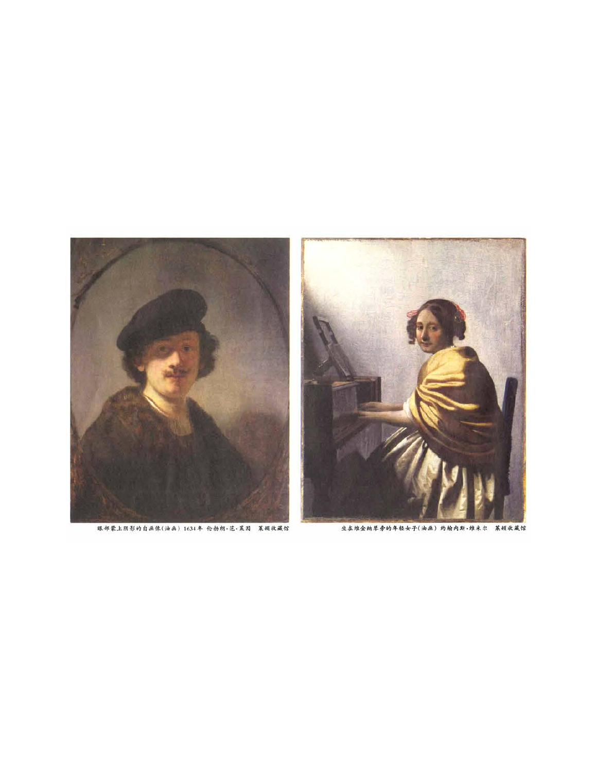眼部蒙上阴影的自画像(油画) 1634年 伦勃朗·范·莱因 莱顿收藏馆

坐在维金纳琴旁的年轻女子(油画) 约翰内斯·维米尔 莱顿收藏馆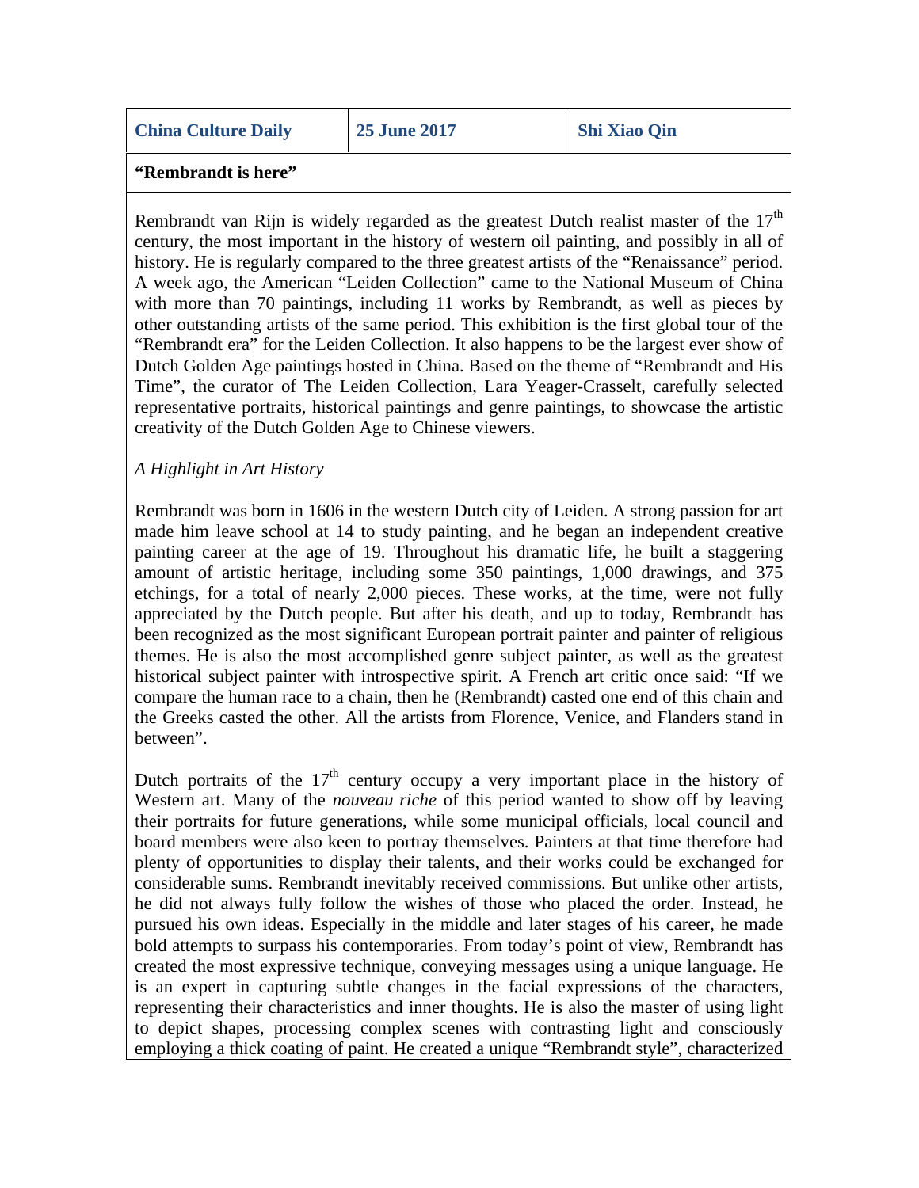| China Culture Daily | 25 June 2017 | Shi Xiao Qin |
|---|---|---|

**"Rembrandt is here"**

Rembrandt van Rijn is widely regarded as the greatest Dutch realist master of the 17th century, the most important in the history of western oil painting, and possibly in all of history. He is regularly compared to the three greatest artists of the "Renaissance" period. A week ago, the American "Leiden Collection" came to the National Museum of China with more than 70 paintings, including 11 works by Rembrandt, as well as pieces by other outstanding artists of the same period. This exhibition is the first global tour of the "Rembrandt era" for the Leiden Collection. It also happens to be the largest ever show of Dutch Golden Age paintings hosted in China. Based on the theme of "Rembrandt and His Time", the curator of The Leiden Collection, Lara Yeager-Crasselt, carefully selected representative portraits, historical paintings and genre paintings, to showcase the artistic creativity of the Dutch Golden Age to Chinese viewers.

*A Highlight in Art History*

Rembrandt was born in 1606 in the western Dutch city of Leiden. A strong passion for art made him leave school at 14 to study painting, and he began an independent creative painting career at the age of 19. Throughout his dramatic life, he built a staggering amount of artistic heritage, including some 350 paintings, 1,000 drawings, and 375 etchings, for a total of nearly 2,000 pieces. These works, at the time, were not fully appreciated by the Dutch people. But after his death, and up to today, Rembrandt has been recognized as the most significant European portrait painter and painter of religious themes. He is also the most accomplished genre subject painter, as well as the greatest historical subject painter with introspective spirit. A French art critic once said: "If we compare the human race to a chain, then he (Rembrandt) casted one end of this chain and the Greeks casted the other. All the artists from Florence, Venice, and Flanders stand in between".

Dutch portraits of the 17th century occupy a very important place in the history of Western art. Many of the *nouveau riche* of this period wanted to show off by leaving their portraits for future generations, while some municipal officials, local council and board members were also keen to portray themselves. Painters at that time therefore had plenty of opportunities to display their talents, and their works could be exchanged for considerable sums. Rembrandt inevitably received commissions. But unlike other artists, he did not always fully follow the wishes of those who placed the order. Instead, he pursued his own ideas. Especially in the middle and later stages of his career, he made bold attempts to surpass his contemporaries. From today's point of view, Rembrandt has created the most expressive technique, conveying messages using a unique language. He is an expert in capturing subtle changes in the facial expressions of the characters, representing their characteristics and inner thoughts. He is also the master of using light to depict shapes, processing complex scenes with contrasting light and consciously employing a thick coating of paint. He created a unique "Rembrandt style", characterized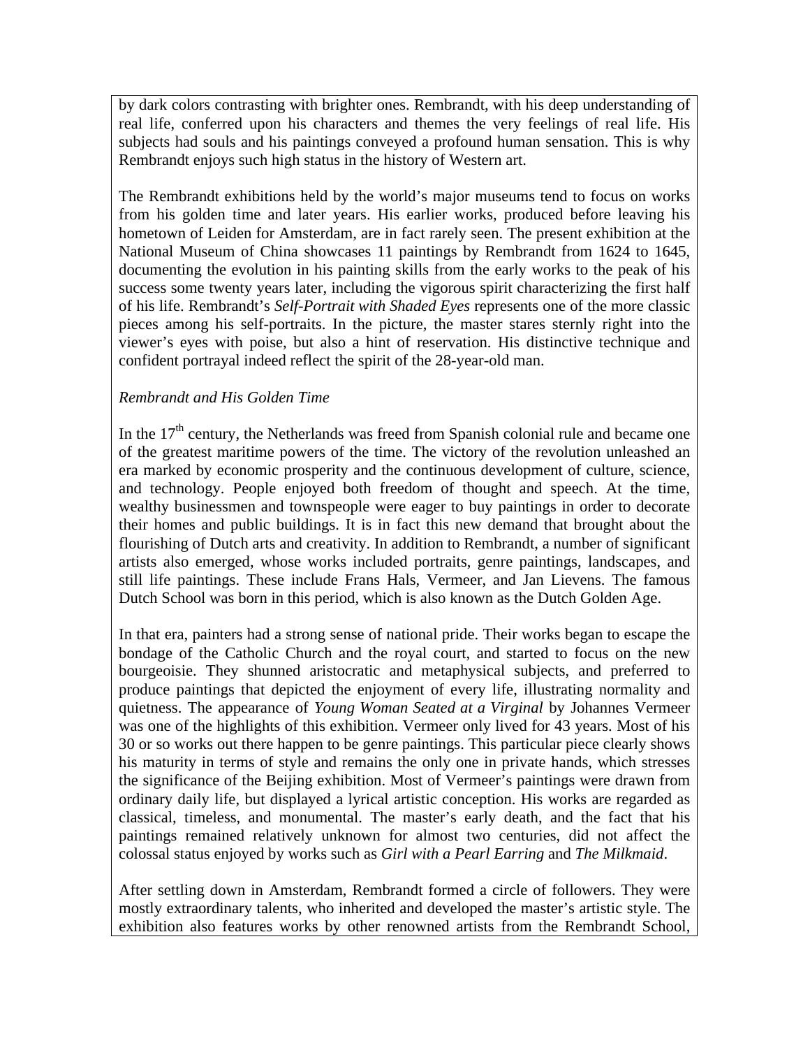by dark colors contrasting with brighter ones. Rembrandt, with his deep understanding of real life, conferred upon his characters and themes the very feelings of real life. His subjects had souls and his paintings conveyed a profound human sensation. This is why Rembrandt enjoys such high status in the history of Western art.

The Rembrandt exhibitions held by the world's major museums tend to focus on works from his golden time and later years. His earlier works, produced before leaving his hometown of Leiden for Amsterdam, are in fact rarely seen. The present exhibition at the National Museum of China showcases 11 paintings by Rembrandt from 1624 to 1645, documenting the evolution in his painting skills from the early works to the peak of his success some twenty years later, including the vigorous spirit characterizing the first half of his life. Rembrandt's *Self-Portrait with Shaded Eyes* represents one of the more classic pieces among his self-portraits. In the picture, the master stares sternly right into the viewer's eyes with poise, but also a hint of reservation. His distinctive technique and confident portrayal indeed reflect the spirit of the 28-year-old man.

*Rembrandt and His Golden Time*

In the 17th century, the Netherlands was freed from Spanish colonial rule and became one of the greatest maritime powers of the time. The victory of the revolution unleashed an era marked by economic prosperity and the continuous development of culture, science, and technology. People enjoyed both freedom of thought and speech. At the time, wealthy businessmen and townspeople were eager to buy paintings in order to decorate their homes and public buildings. It is in fact this new demand that brought about the flourishing of Dutch arts and creativity. In addition to Rembrandt, a number of significant artists also emerged, whose works included portraits, genre paintings, landscapes, and still life paintings. These include Frans Hals, Vermeer, and Jan Lievens. The famous Dutch School was born in this period, which is also known as the Dutch Golden Age.

In that era, painters had a strong sense of national pride. Their works began to escape the bondage of the Catholic Church and the royal court, and started to focus on the new bourgeoisie. They shunned aristocratic and metaphysical subjects, and preferred to produce paintings that depicted the enjoyment of every life, illustrating normality and quietness. The appearance of *Young Woman Seated at a Virginal* by Johannes Vermeer was one of the highlights of this exhibition. Vermeer only lived for 43 years. Most of his 30 or so works out there happen to be genre paintings. This particular piece clearly shows his maturity in terms of style and remains the only one in private hands, which stresses the significance of the Beijing exhibition. Most of Vermeer's paintings were drawn from ordinary daily life, but displayed a lyrical artistic conception. His works are regarded as classical, timeless, and monumental. The master's early death, and the fact that his paintings remained relatively unknown for almost two centuries, did not affect the colossal status enjoyed by works such as *Girl with a Pearl Earring* and *The Milkmaid*.

After settling down in Amsterdam, Rembrandt formed a circle of followers. They were mostly extraordinary talents, who inherited and developed the master's artistic style. The exhibition also features works by other renowned artists from the Rembrandt School,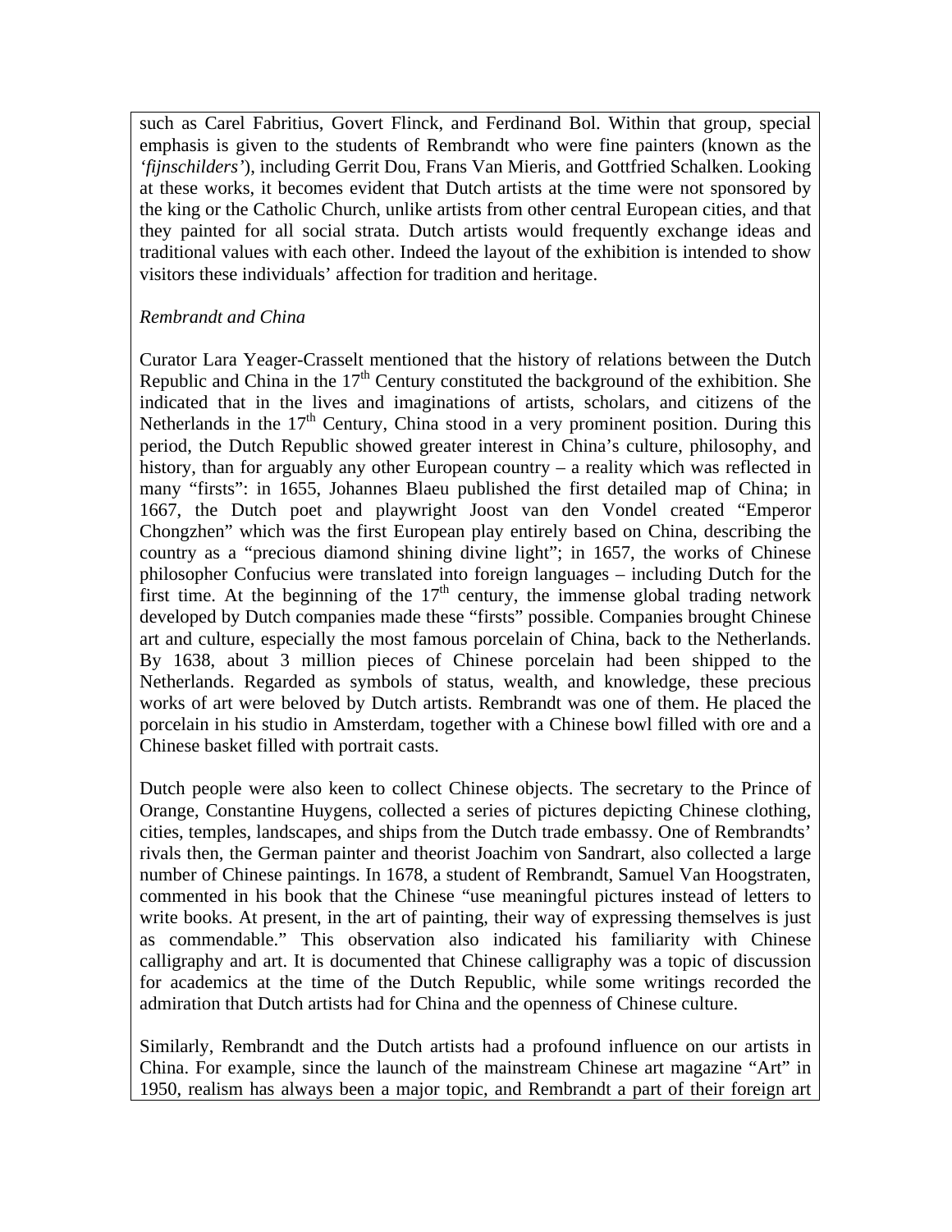such as Carel Fabritius, Govert Flinck, and Ferdinand Bol. Within that group, special emphasis is given to the students of Rembrandt who were fine painters (known as the *'fijnschilders'*), including Gerrit Dou, Frans Van Mieris, and Gottfried Schalken. Looking at these works, it becomes evident that Dutch artists at the time were not sponsored by the king or the Catholic Church, unlike artists from other central European cities, and that they painted for all social strata. Dutch artists would frequently exchange ideas and traditional values with each other. Indeed the layout of the exhibition is intended to show visitors these individuals' affection for tradition and heritage.

*Rembrandt and China*

Curator Lara Yeager-Crasselt mentioned that the history of relations between the Dutch Republic and China in the 17th Century constituted the background of the exhibition. She indicated that in the lives and imaginations of artists, scholars, and citizens of the Netherlands in the 17th Century, China stood in a very prominent position. During this period, the Dutch Republic showed greater interest in China's culture, philosophy, and history, than for arguably any other European country – a reality which was reflected in many "firsts": in 1655, Johannes Blaeu published the first detailed map of China; in 1667, the Dutch poet and playwright Joost van den Vondel created "Emperor Chongzhen" which was the first European play entirely based on China, describing the country as a "precious diamond shining divine light"; in 1657, the works of Chinese philosopher Confucius were translated into foreign languages – including Dutch for the first time. At the beginning of the 17th century, the immense global trading network developed by Dutch companies made these "firsts" possible. Companies brought Chinese art and culture, especially the most famous porcelain of China, back to the Netherlands. By 1638, about 3 million pieces of Chinese porcelain had been shipped to the Netherlands. Regarded as symbols of status, wealth, and knowledge, these precious works of art were beloved by Dutch artists. Rembrandt was one of them. He placed the porcelain in his studio in Amsterdam, together with a Chinese bowl filled with ore and a Chinese basket filled with portrait casts.

Dutch people were also keen to collect Chinese objects. The secretary to the Prince of Orange, Constantine Huygens, collected a series of pictures depicting Chinese clothing, cities, temples, landscapes, and ships from the Dutch trade embassy. One of Rembrandts' rivals then, the German painter and theorist Joachim von Sandrart, also collected a large number of Chinese paintings. In 1678, a student of Rembrandt, Samuel Van Hoogstraten, commented in his book that the Chinese "use meaningful pictures instead of letters to write books. At present, in the art of painting, their way of expressing themselves is just as commendable." This observation also indicated his familiarity with Chinese calligraphy and art. It is documented that Chinese calligraphy was a topic of discussion for academics at the time of the Dutch Republic, while some writings recorded the admiration that Dutch artists had for China and the openness of Chinese culture.

Similarly, Rembrandt and the Dutch artists had a profound influence on our artists in China. For example, since the launch of the mainstream Chinese art magazine "Art" in 1950, realism has always been a major topic, and Rembrandt a part of their foreign art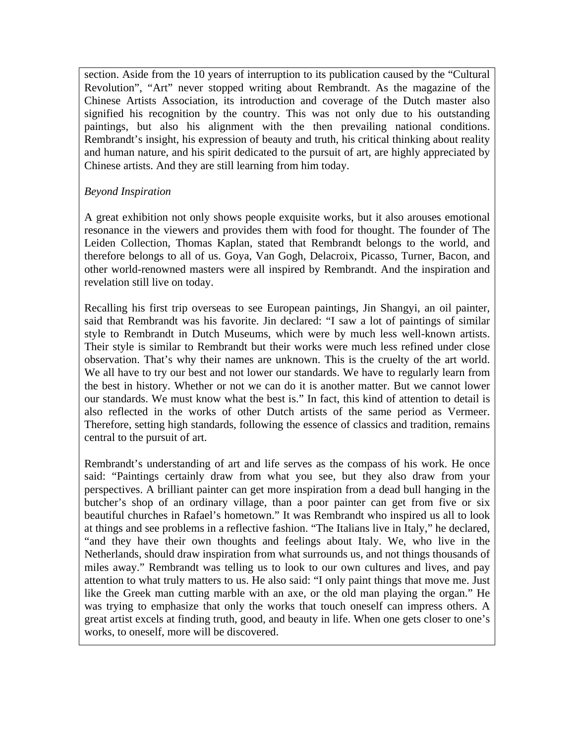section. Aside from the 10 years of interruption to its publication caused by the "Cultural Revolution", "Art" never stopped writing about Rembrandt. As the magazine of the Chinese Artists Association, its introduction and coverage of the Dutch master also signified his recognition by the country. This was not only due to his outstanding paintings, but also his alignment with the then prevailing national conditions. Rembrandt's insight, his expression of beauty and truth, his critical thinking about reality and human nature, and his spirit dedicated to the pursuit of art, are highly appreciated by Chinese artists. And they are still learning from him today.

*Beyond Inspiration*

A great exhibition not only shows people exquisite works, but it also arouses emotional resonance in the viewers and provides them with food for thought. The founder of The Leiden Collection, Thomas Kaplan, stated that Rembrandt belongs to the world, and therefore belongs to all of us. Goya, Van Gogh, Delacroix, Picasso, Turner, Bacon, and other world-renowned masters were all inspired by Rembrandt. And the inspiration and revelation still live on today.

Recalling his first trip overseas to see European paintings, Jin Shangyi, an oil painter, said that Rembrandt was his favorite. Jin declared: "I saw a lot of paintings of similar style to Rembrandt in Dutch Museums, which were by much less well-known artists. Their style is similar to Rembrandt but their works were much less refined under close observation. That's why their names are unknown. This is the cruelty of the art world. We all have to try our best and not lower our standards. We have to regularly learn from the best in history. Whether or not we can do it is another matter. But we cannot lower our standards. We must know what the best is." In fact, this kind of attention to detail is also reflected in the works of other Dutch artists of the same period as Vermeer. Therefore, setting high standards, following the essence of classics and tradition, remains central to the pursuit of art.

Rembrandt's understanding of art and life serves as the compass of his work. He once said: "Paintings certainly draw from what you see, but they also draw from your perspectives. A brilliant painter can get more inspiration from a dead bull hanging in the butcher's shop of an ordinary village, than a poor painter can get from five or six beautiful churches in Rafael's hometown." It was Rembrandt who inspired us all to look at things and see problems in a reflective fashion. "The Italians live in Italy," he declared, "and they have their own thoughts and feelings about Italy. We, who live in the Netherlands, should draw inspiration from what surrounds us, and not things thousands of miles away." Rembrandt was telling us to look to our own cultures and lives, and pay attention to what truly matters to us. He also said: "I only paint things that move me. Just like the Greek man cutting marble with an axe, or the old man playing the organ." He was trying to emphasize that only the works that touch oneself can impress others. A great artist excels at finding truth, good, and beauty in life. When one gets closer to one's works, to oneself, more will be discovered.